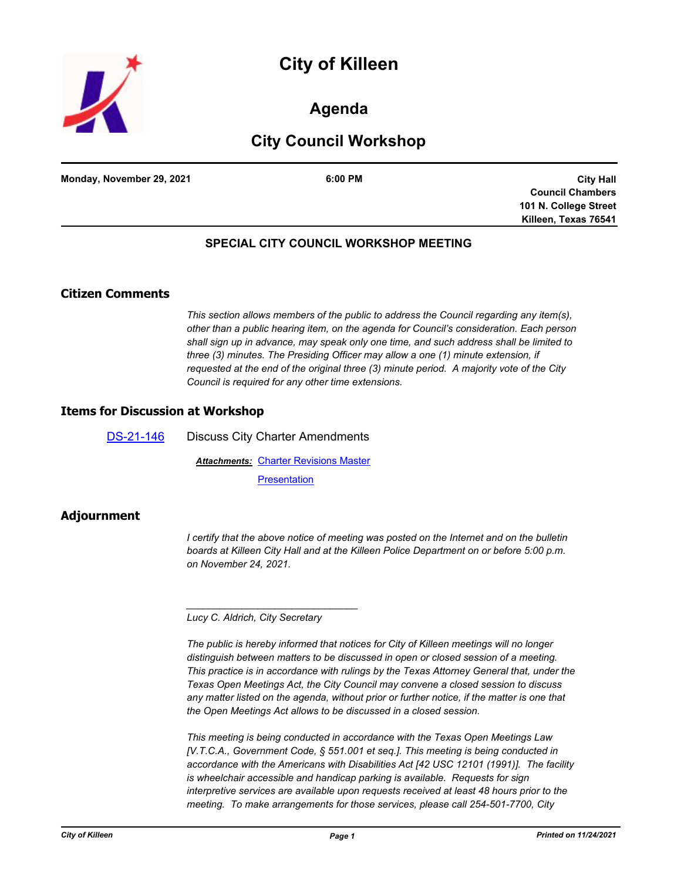# City of Killeen

## Agenda

## City Council Workshop

**Monday, November 29, 2021** **6:00 PM**

**City Hall**
**Council Chambers**
**101 N. College Street**
**Killeen, Texas 76541**

**SPECIAL CITY COUNCIL WORKSHOP MEETING**

### Citizen Comments

*This section allows members of the public to address the Council regarding any item(s), other than a public hearing item, on the agenda for Council's consideration. Each person shall sign up in advance, may speak only one time, and such address shall be limited to three (3) minutes. The Presiding Officer may allow a one (1) minute extension, if requested at the end of the original three (3) minute period. A majority vote of the City Council is required for any other time extensions.*

### Items for Discussion at Workshop

DS-21-146 Discuss City Charter Amendments

***Attachments:*** Charter Revisions Master
Presentation

### Adjournment

*I certify that the above notice of meeting was posted on the Internet and on the bulletin boards at Killeen City Hall and at the Killeen Police Department on or before 5:00 p.m. on November 24, 2021.*

\_\_\_\_\_\_\_\_\_\_\_\_\_\_\_\_\_\_\_\_\_\_\_\_\_\_\_\_\_\_

*Lucy C. Aldrich, City Secretary*

*The public is hereby informed that notices for City of Killeen meetings will no longer distinguish between matters to be discussed in open or closed session of a meeting. This practice is in accordance with rulings by the Texas Attorney General that, under the Texas Open Meetings Act, the City Council may convene a closed session to discuss any matter listed on the agenda, without prior or further notice, if the matter is one that the Open Meetings Act allows to be discussed in a closed session.*

*This meeting is being conducted in accordance with the Texas Open Meetings Law [V.T.C.A., Government Code, § 551.001 et seq.]. This meeting is being conducted in accordance with the Americans with Disabilities Act [42 USC 12101 (1991)]. The facility is wheelchair accessible and handicap parking is available. Requests for sign interpretive services are available upon requests received at least 48 hours prior to the meeting. To make arrangements for those services, please call 254-501-7700, City*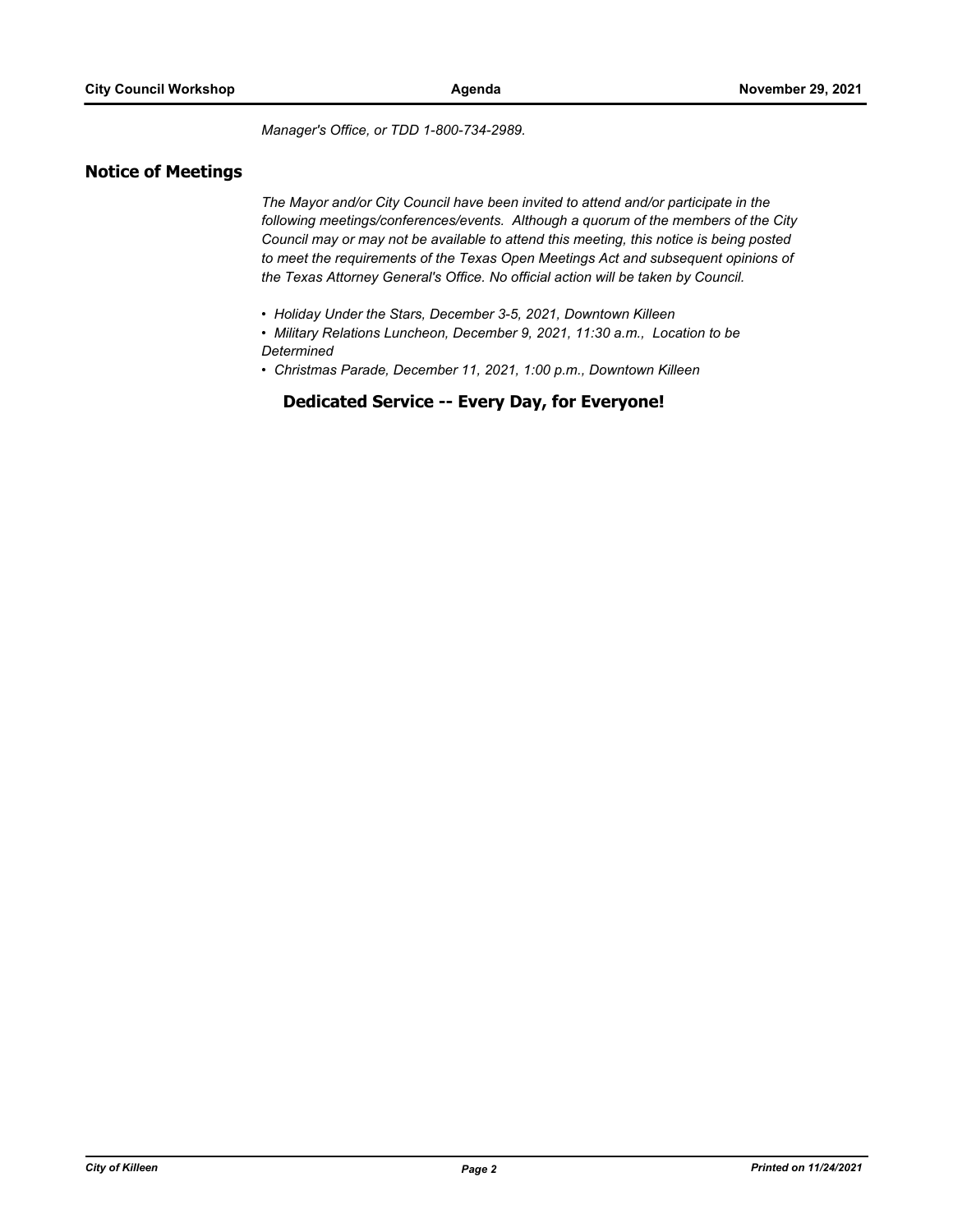*Manager's Office, or TDD 1-800-734-2989.*

## Notice of Meetings

*The Mayor and/or City Council have been invited to attend and/or participate in the following meetings/conferences/events. Although a quorum of the members of the City Council may or may not be available to attend this meeting, this notice is being posted to meet the requirements of the Texas Open Meetings Act and subsequent opinions of the Texas Attorney General's Office. No official action will be taken by Council.*

- *Holiday Under the Stars, December 3-5, 2021, Downtown Killeen*
- *Military Relations Luncheon, December 9, 2021, 11:30 a.m., Location to be Determined*
- *Christmas Parade, December 11, 2021, 1:00 p.m., Downtown Killeen*

**Dedicated Service -- Every Day, for Everyone!**